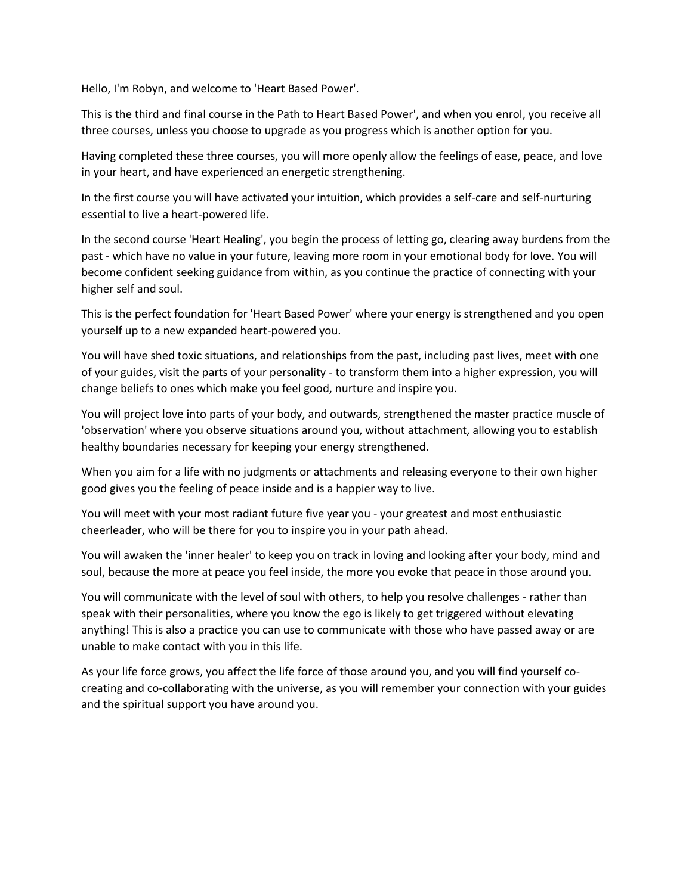Hello, I'm Robyn, and welcome to 'Heart Based Power'.

This is the third and final course in the Path to Heart Based Power', and when you enrol, you receive all three courses, unless you choose to upgrade as you progress which is another option for you.

Having completed these three courses, you will more openly allow the feelings of ease, peace, and love in your heart, and have experienced an energetic strengthening.

In the first course you will have activated your intuition, which provides a self-care and self-nurturing essential to live a heart-powered life.

In the second course 'Heart Healing', you begin the process of letting go, clearing away burdens from the past - which have no value in your future, leaving more room in your emotional body for love. You will become confident seeking guidance from within, as you continue the practice of connecting with your higher self and soul.

This is the perfect foundation for 'Heart Based Power' where your energy is strengthened and you open yourself up to a new expanded heart-powered you.

You will have shed toxic situations, and relationships from the past, including past lives, meet with one of your guides, visit the parts of your personality - to transform them into a higher expression, you will change beliefs to ones which make you feel good, nurture and inspire you.

You will project love into parts of your body, and outwards, strengthened the master practice muscle of 'observation' where you observe situations around you, without attachment, allowing you to establish healthy boundaries necessary for keeping your energy strengthened.

When you aim for a life with no judgments or attachments and releasing everyone to their own higher good gives you the feeling of peace inside and is a happier way to live.

You will meet with your most radiant future five year you - your greatest and most enthusiastic cheerleader, who will be there for you to inspire you in your path ahead.

You will awaken the 'inner healer' to keep you on track in loving and looking after your body, mind and soul, because the more at peace you feel inside, the more you evoke that peace in those around you.

You will communicate with the level of soul with others, to help you resolve challenges - rather than speak with their personalities, where you know the ego is likely to get triggered without elevating anything! This is also a practice you can use to communicate with those who have passed away or are unable to make contact with you in this life.

As your life force grows, you affect the life force of those around you, and you will find yourself co-creating and co-collaborating with the universe, as you will remember your connection with your guides and the spiritual support you have around you.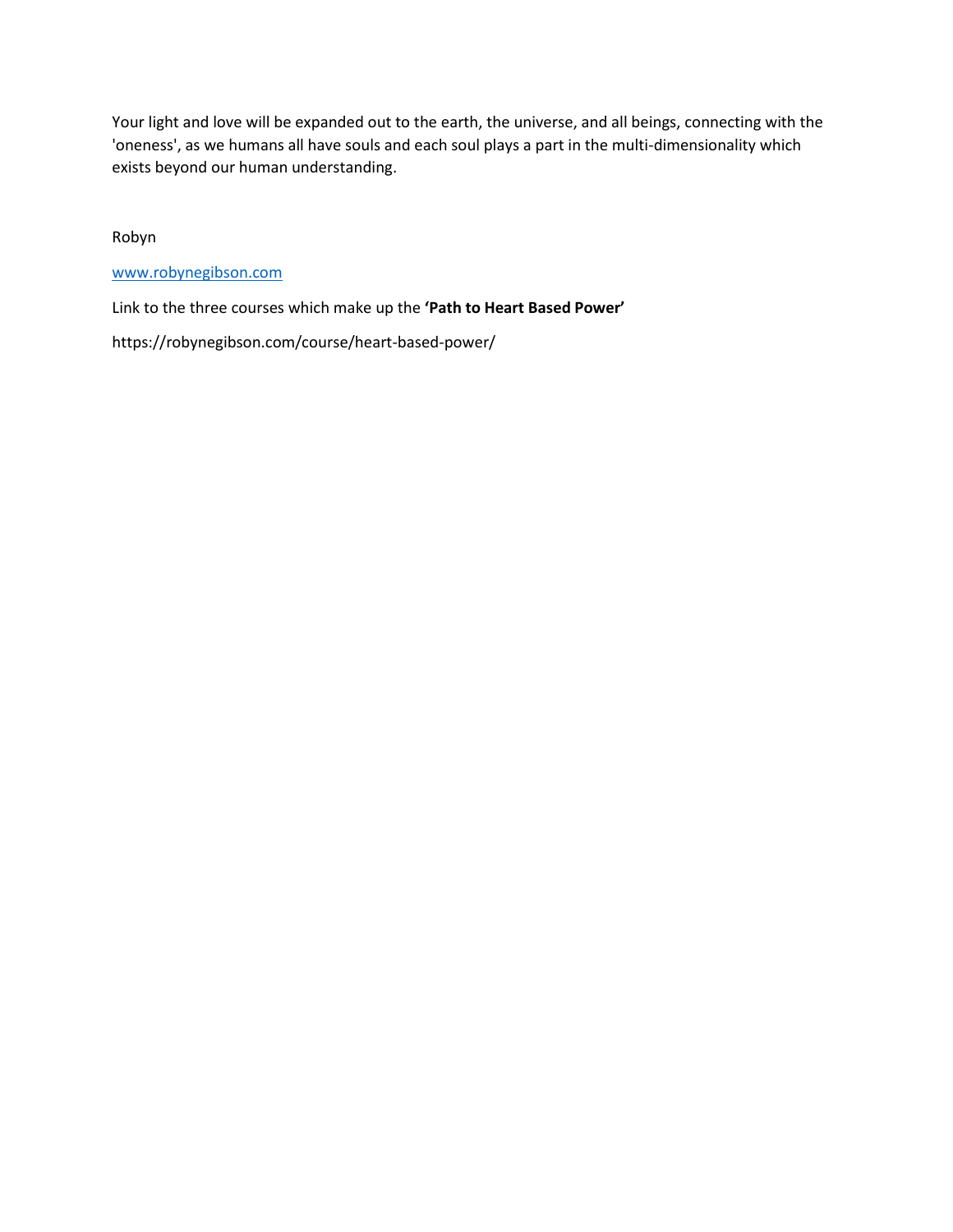Your light and love will be expanded out to the earth, the universe, and all beings, connecting with the 'oneness', as we humans all have souls and each soul plays a part in the multi-dimensionality which exists beyond our human understanding.

Robyn

[www.robynegibson.com](http://www.robynegibson.com)

Link to the three courses which make up the **'Path to Heart Based Power'**

https://robynegibson.com/course/heart-based-power/